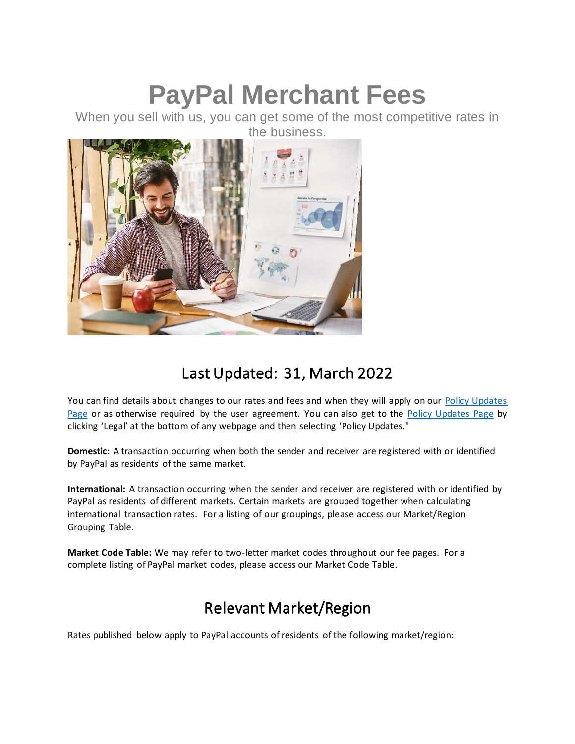# PayPal Merchant Fees

When you sell with us, you can get some of the most competitive rates in the business.

## Last Updated: 31, March 2022

You can find details about changes to our rates and fees and when they will apply on our [Policy Updates Page] or as otherwise required by the user agreement. You can also get to the [Policy Updates Page] by clicking 'Legal' at the bottom of any webpage and then selecting 'Policy Updates."

**Domestic:** A transaction occurring when both the sender and receiver are registered with or identified by PayPal as residents of the same market.

**International:** A transaction occurring when the sender and receiver are registered with or identified by PayPal as residents of different markets. Certain markets are grouped together when calculating international transaction rates. For a listing of our groupings, please access our Market/Region Grouping Table.

**Market Code Table:** We may refer to two-letter market codes throughout our fee pages. For a complete listing of PayPal market codes, please access our Market Code Table.

## Relevant Market/Region

Rates published below apply to PayPal accounts of residents of the following market/region: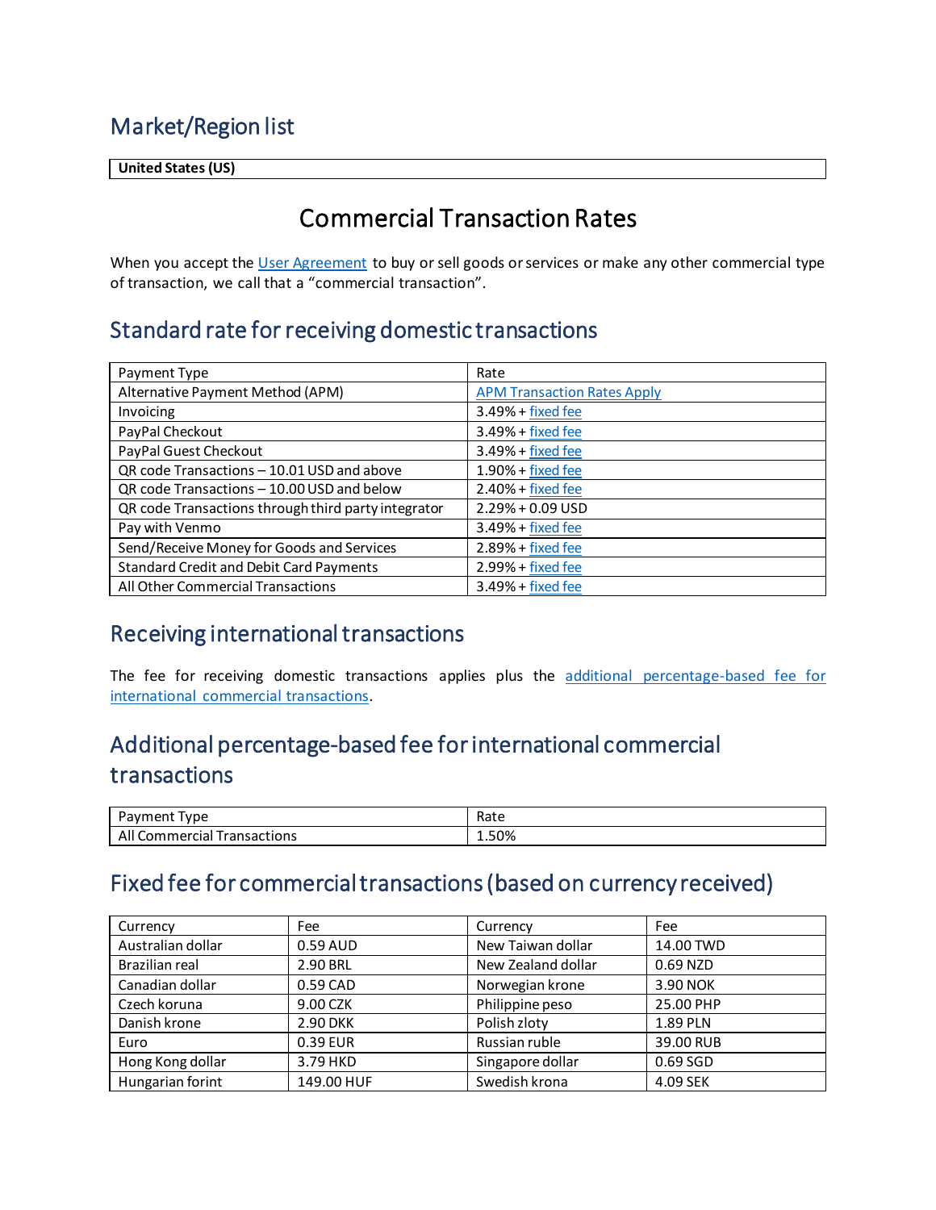# Market/Region list

| United States (US) |
|---|

# Commercial Transaction Rates

When you accept the User Agreement to buy or sell goods or services or make any other commercial type of transaction, we call that a "commercial transaction".

## Standard rate for receiving domestic transactions

| Payment Type | Rate |
|---|---|
| Alternative Payment Method (APM) | APM Transaction Rates Apply |
| Invoicing | 3.49% + fixed fee |
| PayPal Checkout | 3.49% + fixed fee |
| PayPal Guest Checkout | 3.49% + fixed fee |
| QR code Transactions – 10.01 USD and above | 1.90% + fixed fee |
| QR code Transactions – 10.00 USD and below | 2.40% + fixed fee |
| QR code Transactions through third party integrator | 2.29% + 0.09 USD |
| Pay with Venmo | 3.49% + fixed fee |
| Send/Receive Money for Goods and Services | 2.89% + fixed fee |
| Standard Credit and Debit Card Payments | 2.99% + fixed fee |
| All Other Commercial Transactions | 3.49% + fixed fee |

## Receiving international transactions

The fee for receiving domestic transactions applies plus the additional percentage-based fee for international commercial transactions.

## Additional percentage-based fee for international commercial transactions

| Payment Type | Rate |
|---|---|
| All Commercial Transactions | 1.50% |

## Fixed fee for commercial transactions (based on currency received)

| Currency | Fee | Currency | Fee |
|---|---|---|---|
| Australian dollar | 0.59 AUD | New Taiwan dollar | 14.00 TWD |
| Brazilian real | 2.90 BRL | New Zealand dollar | 0.69 NZD |
| Canadian dollar | 0.59 CAD | Norwegian krone | 3.90 NOK |
| Czech koruna | 9.00 CZK | Philippine peso | 25.00 PHP |
| Danish krone | 2.90 DKK | Polish zloty | 1.89 PLN |
| Euro | 0.39 EUR | Russian ruble | 39.00 RUB |
| Hong Kong dollar | 3.79 HKD | Singapore dollar | 0.69 SGD |
| Hungarian forint | 149.00 HUF | Swedish krona | 4.09 SEK |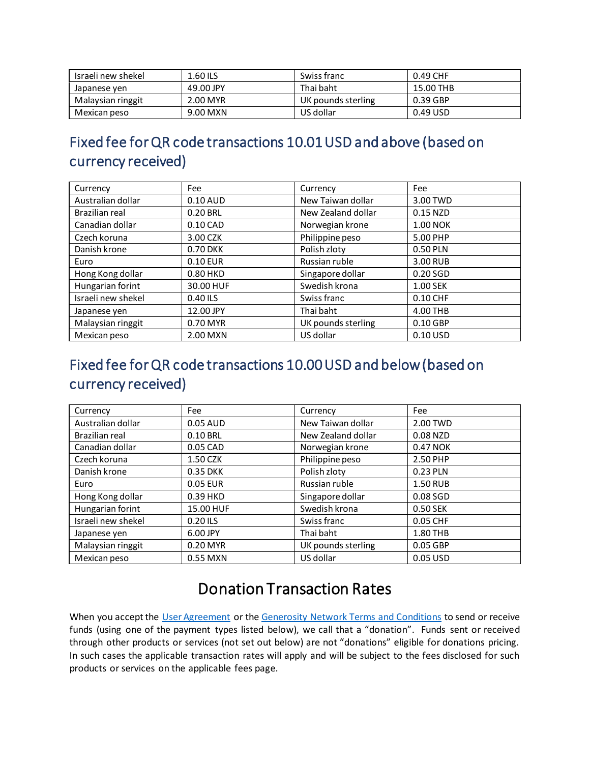| Israeli new shekel | 1.60 ILS | Swiss franc | 0.49 CHF |
|---|---|---|---|
| Japanese yen | 49.00 JPY | Thai baht | 15.00 THB |
| Malaysian ringgit | 2.00 MYR | UK pounds sterling | 0.39 GBP |
| Mexican peso | 9.00 MXN | US dollar | 0.49 USD |

## Fixed fee for QR code transactions 10.01 USD and above (based on currency received)

| Currency | Fee | Currency | Fee |
|---|---|---|---|
| Australian dollar | 0.10 AUD | New Taiwan dollar | 3.00 TWD |
| Brazilian real | 0.20 BRL | New Zealand dollar | 0.15 NZD |
| Canadian dollar | 0.10 CAD | Norwegian krone | 1.00 NOK |
| Czech koruna | 3.00 CZK | Philippine peso | 5.00 PHP |
| Danish krone | 0.70 DKK | Polish zloty | 0.50 PLN |
| Euro | 0.10 EUR | Russian ruble | 3.00 RUB |
| Hong Kong dollar | 0.80 HKD | Singapore dollar | 0.20 SGD |
| Hungarian forint | 30.00 HUF | Swedish krona | 1.00 SEK |
| Israeli new shekel | 0.40 ILS | Swiss franc | 0.10 CHF |
| Japanese yen | 12.00 JPY | Thai baht | 4.00 THB |
| Malaysian ringgit | 0.70 MYR | UK pounds sterling | 0.10 GBP |
| Mexican peso | 2.00 MXN | US dollar | 0.10 USD |

## Fixed fee for QR code transactions 10.00 USD and below (based on currency received)

| Currency | Fee | Currency | Fee |
|---|---|---|---|
| Australian dollar | 0.05 AUD | New Taiwan dollar | 2.00 TWD |
| Brazilian real | 0.10 BRL | New Zealand dollar | 0.08 NZD |
| Canadian dollar | 0.05 CAD | Norwegian krone | 0.47 NOK |
| Czech koruna | 1.50 CZK | Philippine peso | 2.50 PHP |
| Danish krone | 0.35 DKK | Polish zloty | 0.23 PLN |
| Euro | 0.05 EUR | Russian ruble | 1.50 RUB |
| Hong Kong dollar | 0.39 HKD | Singapore dollar | 0.08 SGD |
| Hungarian forint | 15.00 HUF | Swedish krona | 0.50 SEK |
| Israeli new shekel | 0.20 ILS | Swiss franc | 0.05 CHF |
| Japanese yen | 6.00 JPY | Thai baht | 1.80 THB |
| Malaysian ringgit | 0.20 MYR | UK pounds sterling | 0.05 GBP |
| Mexican peso | 0.55 MXN | US dollar | 0.05 USD |

# Donation Transaction Rates

When you accept the [User Agreement] or the [Generosity Network Terms and Conditions] to send or receive funds (using one of the payment types listed below), we call that a "donation". Funds sent or received through other products or services (not set out below) are not "donations" eligible for donations pricing. In such cases the applicable transaction rates will apply and will be subject to the fees disclosed for such products or services on the applicable fees page.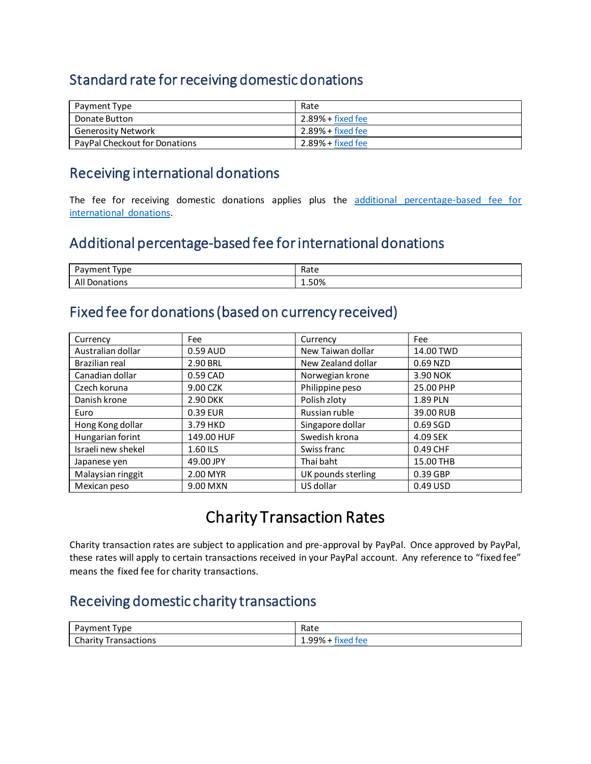## Standard rate for receiving domestic donations

| Payment Type | Rate |
|---|---|
| Donate Button | 2.89% + fixed fee |
| Generosity Network | 2.89% + fixed fee |
| PayPal Checkout for Donations | 2.89% + fixed fee |

## Receiving international donations

The fee for receiving domestic donations applies plus the additional percentage-based fee for international donations.

## Additional percentage-based fee for international donations

| Payment Type | Rate |
|---|---|
| All Donations | 1.50% |

## Fixed fee for donations (based on currency received)

| Currency | Fee | Currency | Fee |
|---|---|---|---|
| Australian dollar | 0.59 AUD | New Taiwan dollar | 14.00 TWD |
| Brazilian real | 2.90 BRL | New Zealand dollar | 0.69 NZD |
| Canadian dollar | 0.59 CAD | Norwegian krone | 3.90 NOK |
| Czech koruna | 9.00 CZK | Philippine peso | 25.00 PHP |
| Danish krone | 2.90 DKK | Polish zloty | 1.89 PLN |
| Euro | 0.39 EUR | Russian ruble | 39.00 RUB |
| Hong Kong dollar | 3.79 HKD | Singapore dollar | 0.69 SGD |
| Hungarian forint | 149.00 HUF | Swedish krona | 4.09 SEK |
| Israeli new shekel | 1.60 ILS | Swiss franc | 0.49 CHF |
| Japanese yen | 49.00 JPY | Thai baht | 15.00 THB |
| Malaysian ringgit | 2.00 MYR | UK pounds sterling | 0.39 GBP |
| Mexican peso | 9.00 MXN | US dollar | 0.49 USD |

# Charity Transaction Rates

Charity transaction rates are subject to application and pre-approval by PayPal. Once approved by PayPal, these rates will apply to certain transactions received in your PayPal account. Any reference to "fixed fee" means the fixed fee for charity transactions.

## Receiving domestic charity transactions

| Payment Type | Rate |
|---|---|
| Charity Transactions | 1.99% + fixed fee |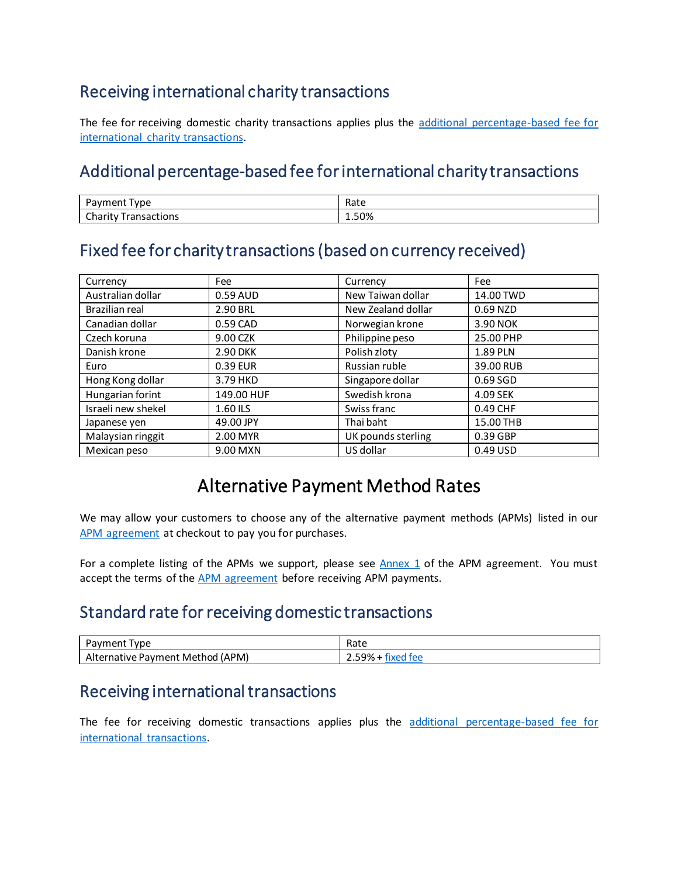## Receiving international charity transactions

The fee for receiving domestic charity transactions applies plus the [additional percentage-based fee for international charity transactions](#).

## Additional percentage-based fee for international charity transactions

| Payment Type | Rate |
|---|---|
| Charity Transactions | 1.50% |

## Fixed fee for charity transactions (based on currency received)

| Currency | Fee | Currency | Fee |
|---|---|---|---|
| Australian dollar | 0.59 AUD | New Taiwan dollar | 14.00 TWD |
| Brazilian real | 2.90 BRL | New Zealand dollar | 0.69 NZD |
| Canadian dollar | 0.59 CAD | Norwegian krone | 3.90 NOK |
| Czech koruna | 9.00 CZK | Philippine peso | 25.00 PHP |
| Danish krone | 2.90 DKK | Polish zloty | 1.89 PLN |
| Euro | 0.39 EUR | Russian ruble | 39.00 RUB |
| Hong Kong dollar | 3.79 HKD | Singapore dollar | 0.69 SGD |
| Hungarian forint | 149.00 HUF | Swedish krona | 4.09 SEK |
| Israeli new shekel | 1.60 ILS | Swiss franc | 0.49 CHF |
| Japanese yen | 49.00 JPY | Thai baht | 15.00 THB |
| Malaysian ringgit | 2.00 MYR | UK pounds sterling | 0.39 GBP |
| Mexican peso | 9.00 MXN | US dollar | 0.49 USD |

# Alternative Payment Method Rates

We may allow your customers to choose any of the alternative payment methods (APMs) listed in our [APM agreement](#) at checkout to pay you for purchases.

For a complete listing of the APMs we support, please see [Annex 1](#) of the APM agreement. You must accept the terms of the [APM agreement](#) before receiving APM payments.

## Standard rate for receiving domestic transactions

| Payment Type | Rate |
|---|---|
| Alternative Payment Method (APM) | 2.59% + [fixed fee](#) |

## Receiving international transactions

The fee for receiving domestic transactions applies plus the [additional percentage-based fee for international transactions](#).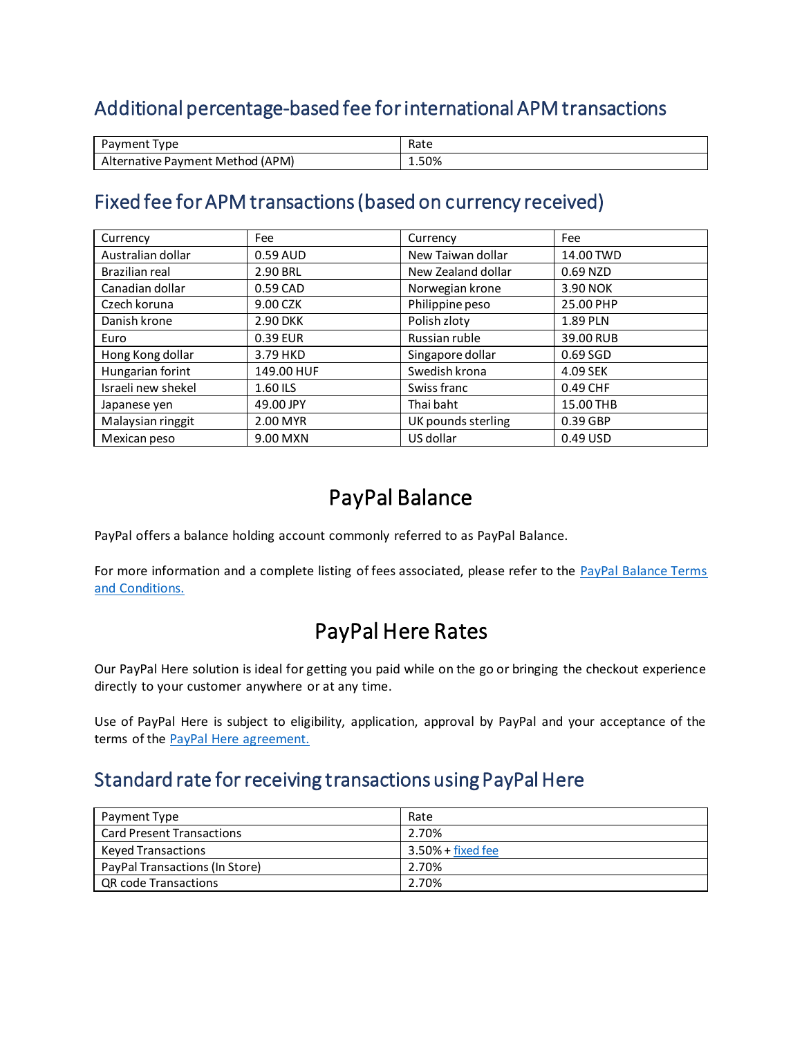## Additional percentage-based fee for international APM transactions

| Payment Type | Rate |
|---|---|
| Alternative Payment Method (APM) | 1.50% |

## Fixed fee for APM transactions (based on currency received)

| Currency | Fee | Currency | Fee |
|---|---|---|---|
| Australian dollar | 0.59 AUD | New Taiwan dollar | 14.00 TWD |
| Brazilian real | 2.90 BRL | New Zealand dollar | 0.69 NZD |
| Canadian dollar | 0.59 CAD | Norwegian krone | 3.90 NOK |
| Czech koruna | 9.00 CZK | Philippine peso | 25.00 PHP |
| Danish krone | 2.90 DKK | Polish zloty | 1.89 PLN |
| Euro | 0.39 EUR | Russian ruble | 39.00 RUB |
| Hong Kong dollar | 3.79 HKD | Singapore dollar | 0.69 SGD |
| Hungarian forint | 149.00 HUF | Swedish krona | 4.09 SEK |
| Israeli new shekel | 1.60 ILS | Swiss franc | 0.49 CHF |
| Japanese yen | 49.00 JPY | Thai baht | 15.00 THB |
| Malaysian ringgit | 2.00 MYR | UK pounds sterling | 0.39 GBP |
| Mexican peso | 9.00 MXN | US dollar | 0.49 USD |

# PayPal Balance

PayPal offers a balance holding account commonly referred to as PayPal Balance.

For more information and a complete listing of fees associated, please refer to the PayPal Balance Terms and Conditions.

# PayPal Here Rates

Our PayPal Here solution is ideal for getting you paid while on the go or bringing the checkout experience directly to your customer anywhere or at any time.

Use of PayPal Here is subject to eligibility, application, approval by PayPal and your acceptance of the terms of the PayPal Here agreement.

## Standard rate for receiving transactions using PayPal Here

| Payment Type | Rate |
|---|---|
| Card Present Transactions | 2.70% |
| Keyed Transactions | 3.50% + fixed fee |
| PayPal Transactions (In Store) | 2.70% |
| QR code Transactions | 2.70% |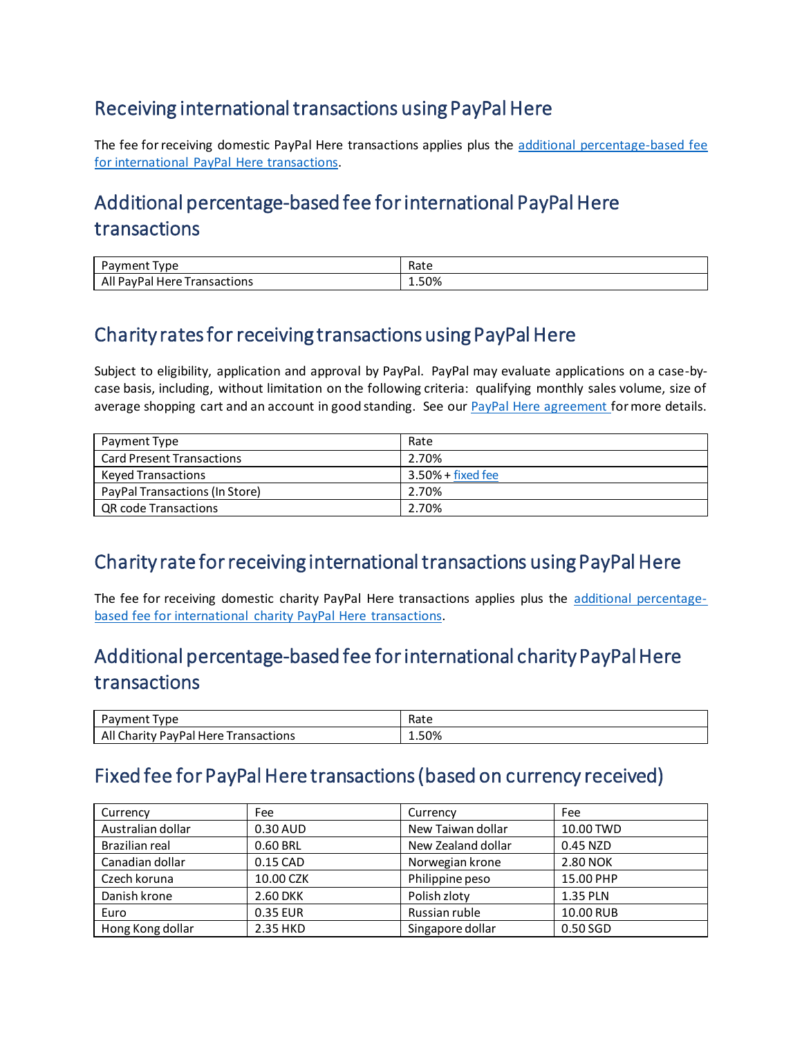## Receiving international transactions using PayPal Here

The fee for receiving domestic PayPal Here transactions applies plus the additional percentage-based fee for international PayPal Here transactions.

## Additional percentage-based fee for international PayPal Here transactions

| Payment Type | Rate |
| --- | --- |
| All PayPal Here Transactions | 1.50% |

## Charity rates for receiving transactions using PayPal Here

Subject to eligibility, application and approval by PayPal. PayPal may evaluate applications on a case-by-case basis, including, without limitation on the following criteria: qualifying monthly sales volume, size of average shopping cart and an account in good standing. See our PayPal Here agreement for more details.

| Payment Type | Rate |
| --- | --- |
| Card Present Transactions | 2.70% |
| Keyed Transactions | 3.50% + fixed fee |
| PayPal Transactions (In Store) | 2.70% |
| QR code Transactions | 2.70% |

## Charity rate for receiving international transactions using PayPal Here

The fee for receiving domestic charity PayPal Here transactions applies plus the additional percentage-based fee for international charity PayPal Here transactions.

## Additional percentage-based fee for international charity PayPal Here transactions

| Payment Type | Rate |
| --- | --- |
| All Charity PayPal Here Transactions | 1.50% |

## Fixed fee for PayPal Here transactions (based on currency received)

| Currency | Fee | Currency | Fee |
| --- | --- | --- | --- |
| Australian dollar | 0.30 AUD | New Taiwan dollar | 10.00 TWD |
| Brazilian real | 0.60 BRL | New Zealand dollar | 0.45 NZD |
| Canadian dollar | 0.15 CAD | Norwegian krone | 2.80 NOK |
| Czech koruna | 10.00 CZK | Philippine peso | 15.00 PHP |
| Danish krone | 2.60 DKK | Polish zloty | 1.35 PLN |
| Euro | 0.35 EUR | Russian ruble | 10.00 RUB |
| Hong Kong dollar | 2.35 HKD | Singapore dollar | 0.50 SGD |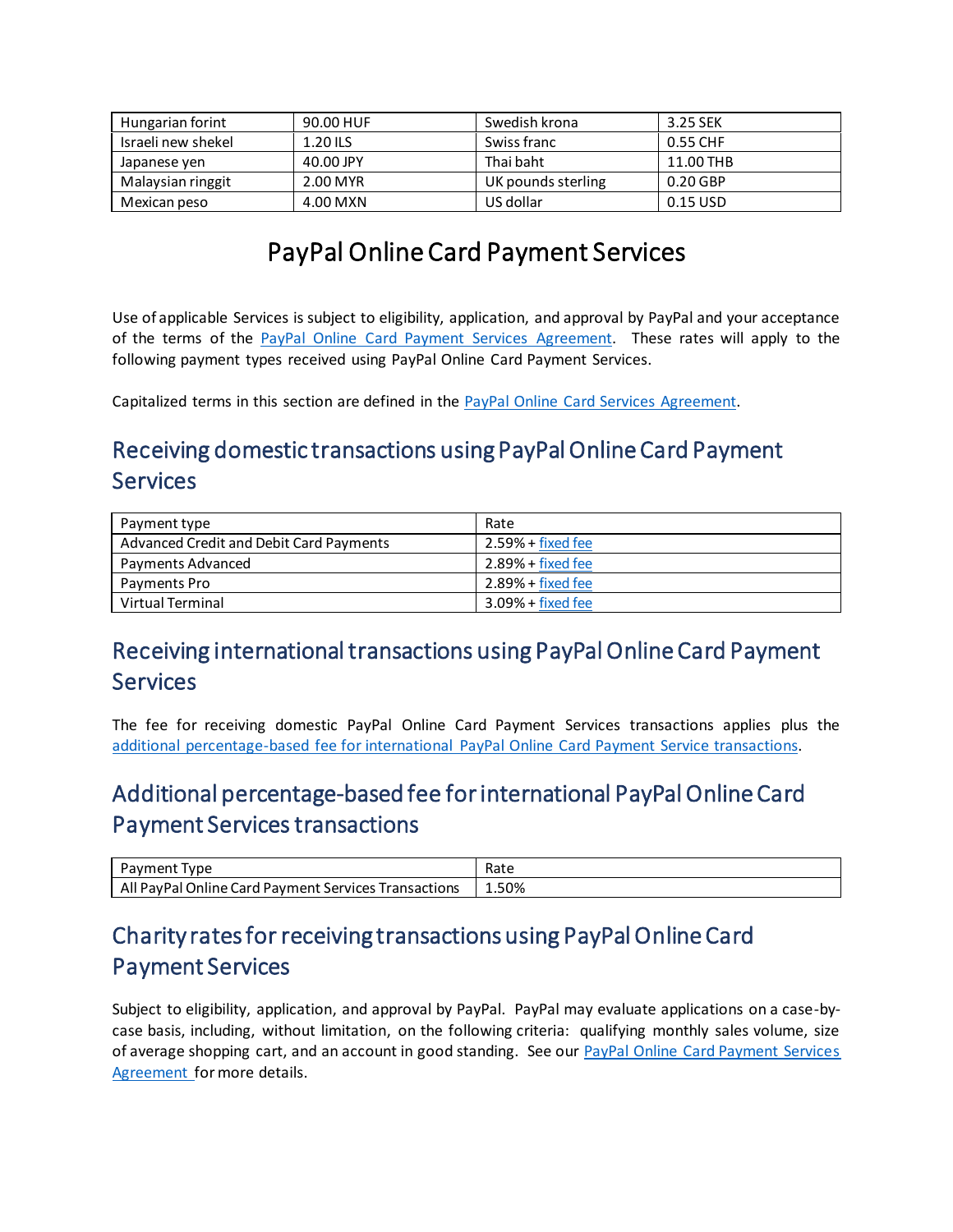| Hungarian forint | 90.00 HUF | Swedish krona | 3.25 SEK |
|---|---|---|---|
| Israeli new shekel | 1.20 ILS | Swiss franc | 0.55 CHF |
| Japanese yen | 40.00 JPY | Thai baht | 11.00 THB |
| Malaysian ringgit | 2.00 MYR | UK pounds sterling | 0.20 GBP |
| Mexican peso | 4.00 MXN | US dollar | 0.15 USD |

# PayPal Online Card Payment Services

Use of applicable Services is subject to eligibility, application, and approval by PayPal and your acceptance of the terms of the PayPal Online Card Payment Services Agreement. These rates will apply to the following payment types received using PayPal Online Card Payment Services.

Capitalized terms in this section are defined in the PayPal Online Card Services Agreement.

## Receiving domestic transactions using PayPal Online Card Payment Services

| Payment type | Rate |
|---|---|
| Advanced Credit and Debit Card Payments | 2.59% + fixed fee |
| Payments Advanced | 2.89% + fixed fee |
| Payments Pro | 2.89% + fixed fee |
| Virtual Terminal | 3.09% + fixed fee |

## Receiving international transactions using PayPal Online Card Payment Services

The fee for receiving domestic PayPal Online Card Payment Services transactions applies plus the additional percentage-based fee for international PayPal Online Card Payment Service transactions.

## Additional percentage-based fee for international PayPal Online Card Payment Services transactions

| Payment Type | Rate |
|---|---|
| All PayPal Online Card Payment Services Transactions | 1.50% |

## Charity rates for receiving transactions using PayPal Online Card Payment Services

Subject to eligibility, application, and approval by PayPal. PayPal may evaluate applications on a case-by-case basis, including, without limitation, on the following criteria: qualifying monthly sales volume, size of average shopping cart, and an account in good standing. See our PayPal Online Card Payment Services Agreement for more details.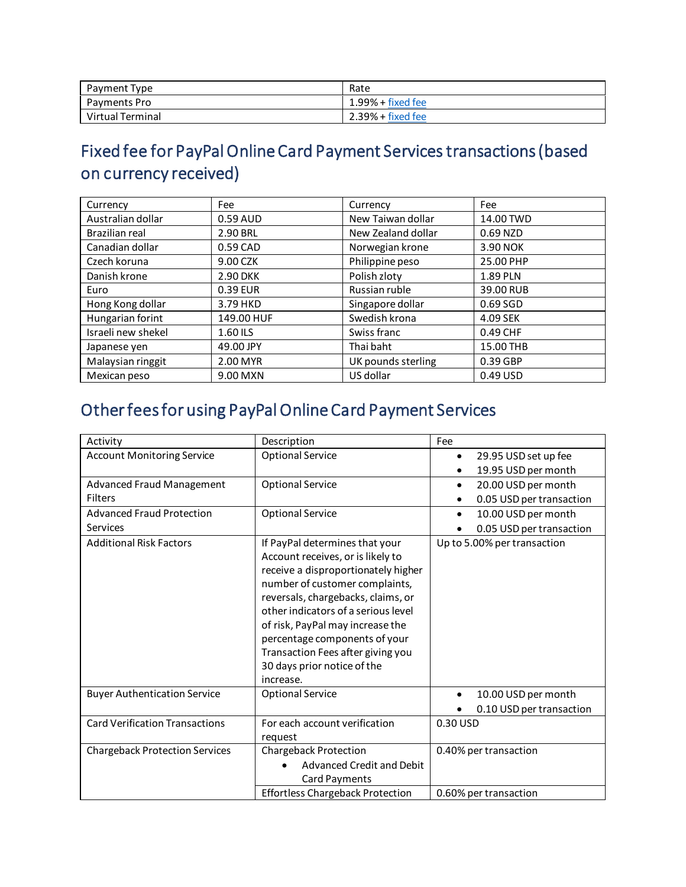| Payment Type | Rate |
| --- | --- |
| Payments Pro | 1.99% + fixed fee |
| Virtual Terminal | 2.39% + fixed fee |

## Fixed fee for PayPal Online Card Payment Services transactions (based on currency received)

| Currency | Fee | Currency | Fee |
| --- | --- | --- | --- |
| Australian dollar | 0.59 AUD | New Taiwan dollar | 14.00 TWD |
| Brazilian real | 2.90 BRL | New Zealand dollar | 0.69 NZD |
| Canadian dollar | 0.59 CAD | Norwegian krone | 3.90 NOK |
| Czech koruna | 9.00 CZK | Philippine peso | 25.00 PHP |
| Danish krone | 2.90 DKK | Polish zloty | 1.89 PLN |
| Euro | 0.39 EUR | Russian ruble | 39.00 RUB |
| Hong Kong dollar | 3.79 HKD | Singapore dollar | 0.69 SGD |
| Hungarian forint | 149.00 HUF | Swedish krona | 4.09 SEK |
| Israeli new shekel | 1.60 ILS | Swiss franc | 0.49 CHF |
| Japanese yen | 49.00 JPY | Thai baht | 15.00 THB |
| Malaysian ringgit | 2.00 MYR | UK pounds sterling | 0.39 GBP |
| Mexican peso | 9.00 MXN | US dollar | 0.49 USD |

## Other fees for using PayPal Online Card Payment Services

| Activity | Description | Fee |
| --- | --- | --- |
| Account Monitoring Service | Optional Service | • 29.95 USD set up fee<br>• 19.95 USD per month |
| Advanced Fraud Management Filters | Optional Service | • 20.00 USD per month<br>• 0.05 USD per transaction |
| Advanced Fraud Protection Services | Optional Service | • 10.00 USD per month<br>• 0.05 USD per transaction |
| Additional Risk Factors | If PayPal determines that your Account receives, or is likely to receive a disproportionately higher number of customer complaints, reversals, chargebacks, claims, or other indicators of a serious level of risk, PayPal may increase the percentage components of your Transaction Fees after giving you 30 days prior notice of the increase. | Up to 5.00% per transaction |
| Buyer Authentication Service | Optional Service | • 10.00 USD per month<br>• 0.10 USD per transaction |
| Card Verification Transactions | For each account verification request | 0.30 USD |
| Chargeback Protection Services | Chargeback Protection<br>• Advanced Credit and Debit Card Payments | 0.40% per transaction |
| | Effortless Chargeback Protection | 0.60% per transaction |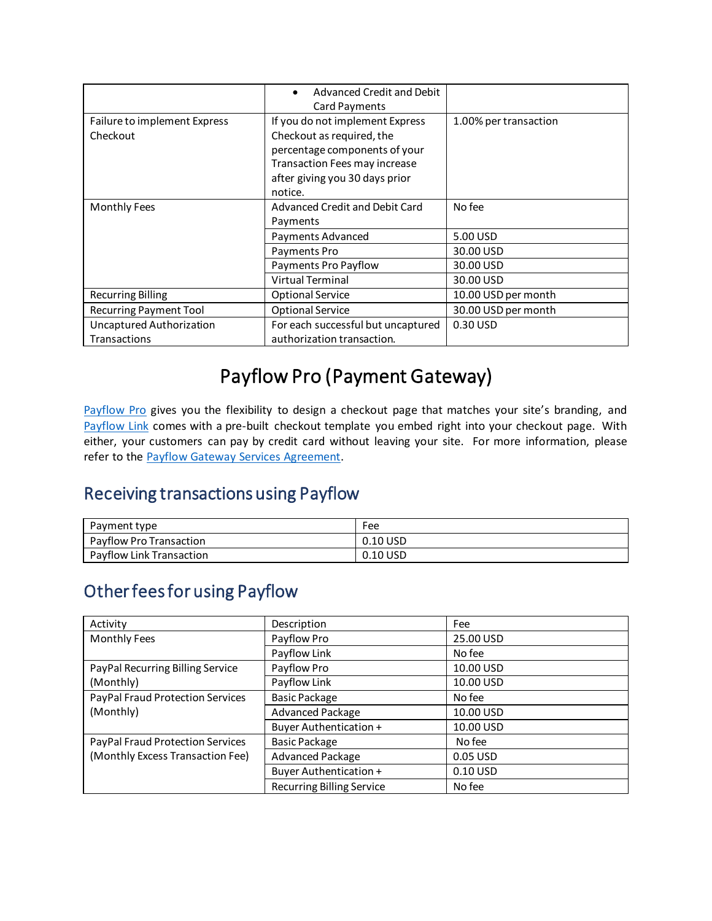| | | |
|---|---|---|
| | • Advanced Credit and Debit Card Payments | |
| Failure to implement Express Checkout | If you do not implement Express Checkout as required, the percentage components of your Transaction Fees may increase after giving you 30 days prior notice. | 1.00% per transaction |
| Monthly Fees | Advanced Credit and Debit Card Payments | No fee |
| | Payments Advanced | 5.00 USD |
| | Payments Pro | 30.00 USD |
| | Payments Pro Payflow | 30.00 USD |
| | Virtual Terminal | 30.00 USD |
| Recurring Billing | Optional Service | 10.00 USD per month |
| Recurring Payment Tool | Optional Service | 30.00 USD per month |
| Uncaptured Authorization Transactions | For each successful but uncaptured authorization transaction. | 0.30 USD |

# Payflow Pro (Payment Gateway)

Payflow Pro gives you the flexibility to design a checkout page that matches your site's branding, and Payflow Link comes with a pre-built checkout template you embed right into your checkout page. With either, your customers can pay by credit card without leaving your site. For more information, please refer to the Payflow Gateway Services Agreement.

## Receiving transactions using Payflow

| Payment type | Fee |
|---|---|
| Payflow Pro Transaction | 0.10 USD |
| Payflow Link Transaction | 0.10 USD |

## Other fees for using Payflow

| Activity | Description | Fee |
|---|---|---|
| Monthly Fees | Payflow Pro | 25.00 USD |
| | Payflow Link | No fee |
| PayPal Recurring Billing Service (Monthly) | Payflow Pro | 10.00 USD |
| | Payflow Link | 10.00 USD |
| PayPal Fraud Protection Services (Monthly) | Basic Package | No fee |
| | Advanced Package | 10.00 USD |
| | Buyer Authentication + | 10.00 USD |
| PayPal Fraud Protection Services (Monthly Excess Transaction Fee) | Basic Package | No fee |
| | Advanced Package | 0.05 USD |
| | Buyer Authentication + | 0.10 USD |
| | Recurring Billing Service | No fee |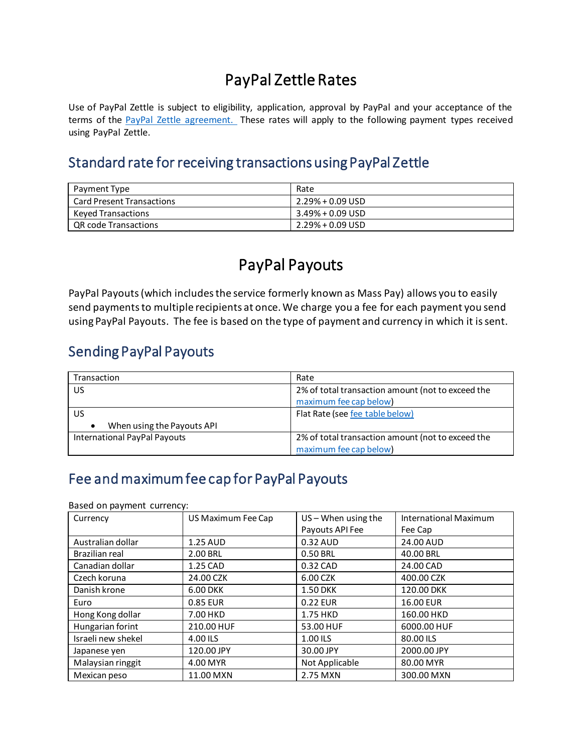# PayPal Zettle Rates

Use of PayPal Zettle is subject to eligibility, application, approval by PayPal and your acceptance of the terms of the [PayPal Zettle agreement.](#) These rates will apply to the following payment types received using PayPal Zettle.

## Standard rate for receiving transactions using PayPal Zettle

| Payment Type | Rate |
|---|---|
| Card Present Transactions | 2.29% + 0.09 USD |
| Keyed Transactions | 3.49% + 0.09 USD |
| QR code Transactions | 2.29% + 0.09 USD |

# PayPal Payouts

PayPal Payouts (which includes the service formerly known as Mass Pay) allows you to easily send payments to multiple recipients at once. We charge you a fee for each payment you send using PayPal Payouts. The fee is based on the type of payment and currency in which it is sent.

## Sending PayPal Payouts

| Transaction | Rate |
|---|---|
| US | 2% of total transaction amount (not to exceed the [maximum fee cap below](#)) |
| US<br>• When using the Payouts API | Flat Rate (see [fee table below)](#) |
| International PayPal Payouts | 2% of total transaction amount (not to exceed the [maximum fee cap below](#)) |

## Fee and maximum fee cap for PayPal Payouts

Based on payment currency:

| Currency | US Maximum Fee Cap | US – When using the Payouts API Fee | International Maximum Fee Cap |
|---|---|---|---|
| Australian dollar | 1.25 AUD | 0.32 AUD | 24.00 AUD |
| Brazilian real | 2.00 BRL | 0.50 BRL | 40.00 BRL |
| Canadian dollar | 1.25 CAD | 0.32 CAD | 24.00 CAD |
| Czech koruna | 24.00 CZK | 6.00 CZK | 400.00 CZK |
| Danish krone | 6.00 DKK | 1.50 DKK | 120.00 DKK |
| Euro | 0.85 EUR | 0.22 EUR | 16.00 EUR |
| Hong Kong dollar | 7.00 HKD | 1.75 HKD | 160.00 HKD |
| Hungarian forint | 210.00 HUF | 53.00 HUF | 6000.00 HUF |
| Israeli new shekel | 4.00 ILS | 1.00 ILS | 80.00 ILS |
| Japanese yen | 120.00 JPY | 30.00 JPY | 2000.00 JPY |
| Malaysian ringgit | 4.00 MYR | Not Applicable | 80.00 MYR |
| Mexican peso | 11.00 MXN | 2.75 MXN | 300.00 MXN |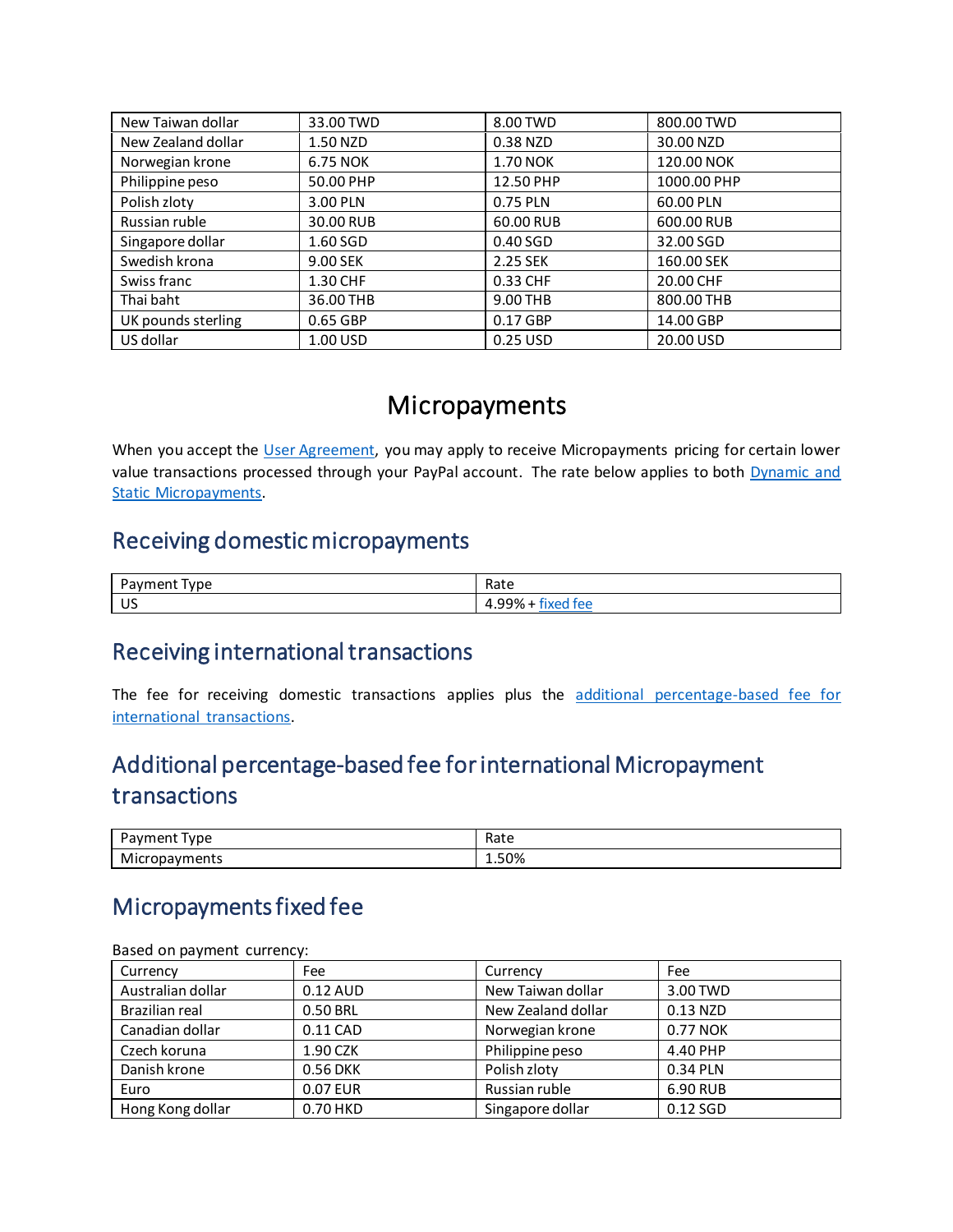| New Taiwan dollar | 33.00 TWD | 8.00 TWD | 800.00 TWD |
|---|---|---|---|
| New Zealand dollar | 1.50 NZD | 0.38 NZD | 30.00 NZD |
| Norwegian krone | 6.75 NOK | 1.70 NOK | 120.00 NOK |
| Philippine peso | 50.00 PHP | 12.50 PHP | 1000.00 PHP |
| Polish zloty | 3.00 PLN | 0.75 PLN | 60.00 PLN |
| Russian ruble | 30.00 RUB | 60.00 RUB | 600.00 RUB |
| Singapore dollar | 1.60 SGD | 0.40 SGD | 32.00 SGD |
| Swedish krona | 9.00 SEK | 2.25 SEK | 160.00 SEK |
| Swiss franc | 1.30 CHF | 0.33 CHF | 20.00 CHF |
| Thai baht | 36.00 THB | 9.00 THB | 800.00 THB |
| UK pounds sterling | 0.65 GBP | 0.17 GBP | 14.00 GBP |
| US dollar | 1.00 USD | 0.25 USD | 20.00 USD |

# Micropayments

When you accept the User Agreement, you may apply to receive Micropayments pricing for certain lower value transactions processed through your PayPal account. The rate below applies to both Dynamic and Static Micropayments.

## Receiving domestic micropayments

| Payment Type | Rate |
|---|---|
| US | 4.99% + fixed fee |

## Receiving international transactions

The fee for receiving domestic transactions applies plus the additional percentage-based fee for international transactions.

## Additional percentage-based fee for international Micropayment transactions

| Payment Type | Rate |
|---|---|
| Micropayments | 1.50% |

## Micropayments fixed fee

Based on payment currency:

| Currency | Fee | Currency | Fee |
|---|---|---|---|
| Australian dollar | 0.12 AUD | New Taiwan dollar | 3.00 TWD |
| Brazilian real | 0.50 BRL | New Zealand dollar | 0.13 NZD |
| Canadian dollar | 0.11 CAD | Norwegian krone | 0.77 NOK |
| Czech koruna | 1.90 CZK | Philippine peso | 4.40 PHP |
| Danish krone | 0.56 DKK | Polish zloty | 0.34 PLN |
| Euro | 0.07 EUR | Russian ruble | 6.90 RUB |
| Hong Kong dollar | 0.70 HKD | Singapore dollar | 0.12 SGD |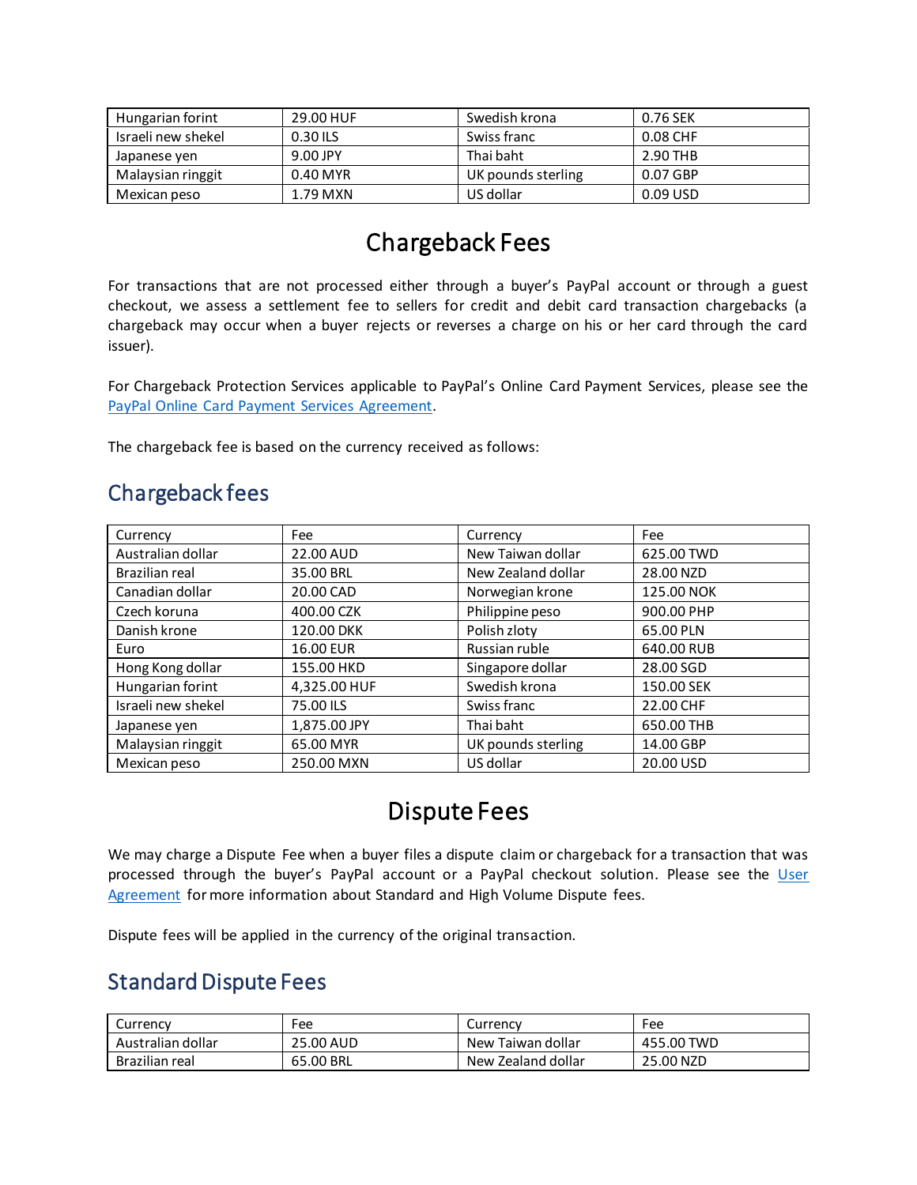| Hungarian forint | 29.00 HUF | Swedish krona | 0.76 SEK |
|---|---|---|---|
| Israeli new shekel | 0.30 ILS | Swiss franc | 0.08 CHF |
| Japanese yen | 9.00 JPY | Thai baht | 2.90 THB |
| Malaysian ringgit | 0.40 MYR | UK pounds sterling | 0.07 GBP |
| Mexican peso | 1.79 MXN | US dollar | 0.09 USD |

# Chargeback Fees

For transactions that are not processed either through a buyer's PayPal account or through a guest checkout, we assess a settlement fee to sellers for credit and debit card transaction chargebacks (a chargeback may occur when a buyer rejects or reverses a charge on his or her card through the card issuer).

For Chargeback Protection Services applicable to PayPal's Online Card Payment Services, please see the [PayPal Online Card Payment Services Agreement](#).

The chargeback fee is based on the currency received as follows:

## Chargeback fees

| Currency | Fee | Currency | Fee |
|---|---|---|---|
| Australian dollar | 22.00 AUD | New Taiwan dollar | 625.00 TWD |
| Brazilian real | 35.00 BRL | New Zealand dollar | 28.00 NZD |
| Canadian dollar | 20.00 CAD | Norwegian krone | 125.00 NOK |
| Czech koruna | 400.00 CZK | Philippine peso | 900.00 PHP |
| Danish krone | 120.00 DKK | Polish zloty | 65.00 PLN |
| Euro | 16.00 EUR | Russian ruble | 640.00 RUB |
| Hong Kong dollar | 155.00 HKD | Singapore dollar | 28.00 SGD |
| Hungarian forint | 4,325.00 HUF | Swedish krona | 150.00 SEK |
| Israeli new shekel | 75.00 ILS | Swiss franc | 22.00 CHF |
| Japanese yen | 1,875.00 JPY | Thai baht | 650.00 THB |
| Malaysian ringgit | 65.00 MYR | UK pounds sterling | 14.00 GBP |
| Mexican peso | 250.00 MXN | US dollar | 20.00 USD |

# Dispute Fees

We may charge a Dispute Fee when a buyer files a dispute claim or chargeback for a transaction that was processed through the buyer's PayPal account or a PayPal checkout solution. Please see the [User Agreement](#) for more information about Standard and High Volume Dispute fees.

Dispute fees will be applied in the currency of the original transaction.

## Standard Dispute Fees

| Currency | Fee | Currency | Fee |
|---|---|---|---|
| Australian dollar | 25.00 AUD | New Taiwan dollar | 455.00 TWD |
| Brazilian real | 65.00 BRL | New Zealand dollar | 25.00 NZD |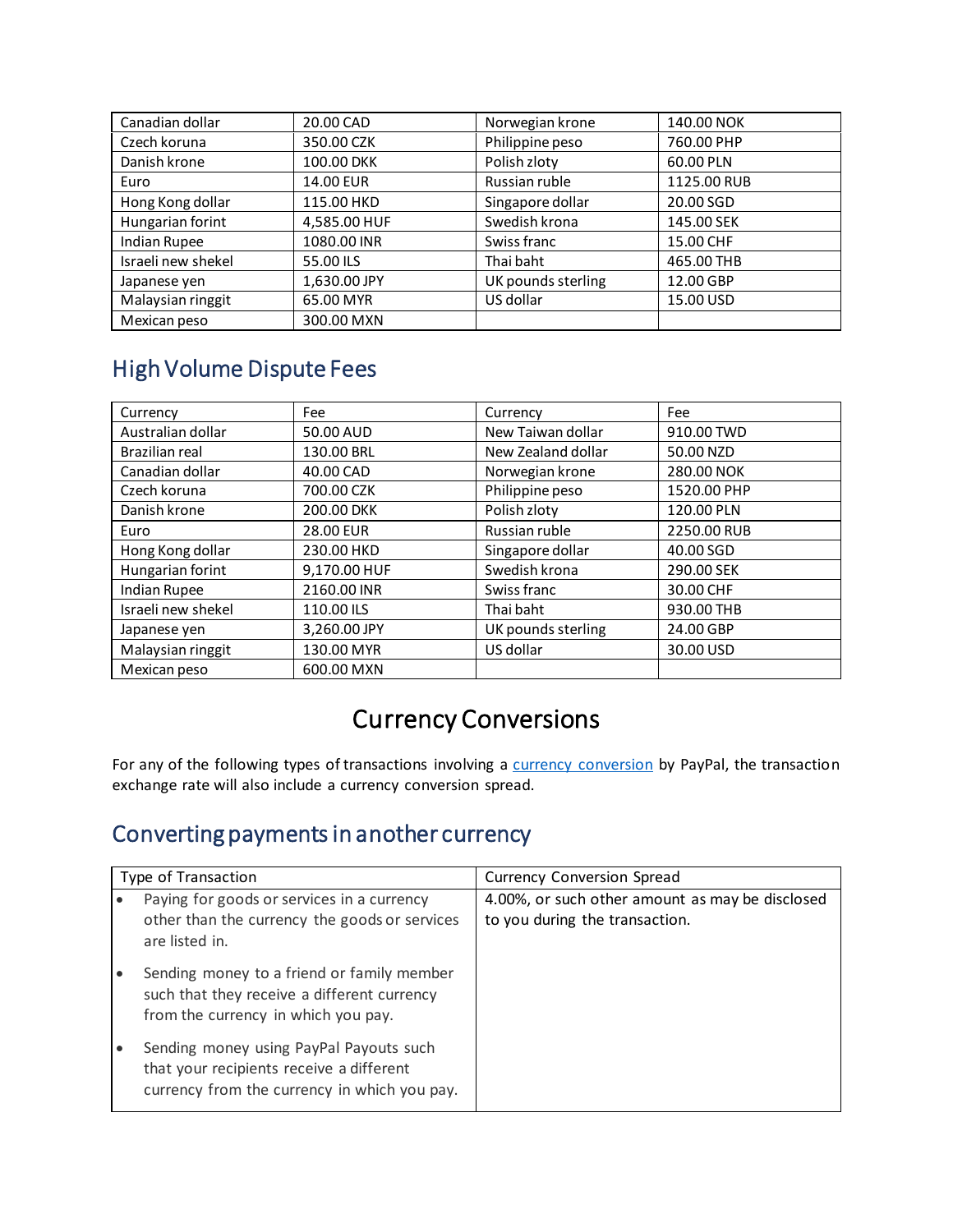| Canadian dollar | 20.00 CAD | Norwegian krone | 140.00 NOK |
|---|---|---|---|
| Czech koruna | 350.00 CZK | Philippine peso | 760.00 PHP |
| Danish krone | 100.00 DKK | Polish zloty | 60.00 PLN |
| Euro | 14.00 EUR | Russian ruble | 1125.00 RUB |
| Hong Kong dollar | 115.00 HKD | Singapore dollar | 20.00 SGD |
| Hungarian forint | 4,585.00 HUF | Swedish krona | 145.00 SEK |
| Indian Rupee | 1080.00 INR | Swiss franc | 15.00 CHF |
| Israeli new shekel | 55.00 ILS | Thai baht | 465.00 THB |
| Japanese yen | 1,630.00 JPY | UK pounds sterling | 12.00 GBP |
| Malaysian ringgit | 65.00 MYR | US dollar | 15.00 USD |
| Mexican peso | 300.00 MXN | | |

## High Volume Dispute Fees

| Currency | Fee | Currency | Fee |
|---|---|---|---|
| Australian dollar | 50.00 AUD | New Taiwan dollar | 910.00 TWD |
| Brazilian real | 130.00 BRL | New Zealand dollar | 50.00 NZD |
| Canadian dollar | 40.00 CAD | Norwegian krone | 280.00 NOK |
| Czech koruna | 700.00 CZK | Philippine peso | 1520.00 PHP |
| Danish krone | 200.00 DKK | Polish zloty | 120.00 PLN |
| Euro | 28.00 EUR | Russian ruble | 2250.00 RUB |
| Hong Kong dollar | 230.00 HKD | Singapore dollar | 40.00 SGD |
| Hungarian forint | 9,170.00 HUF | Swedish krona | 290.00 SEK |
| Indian Rupee | 2160.00 INR | Swiss franc | 30.00 CHF |
| Israeli new shekel | 110.00 ILS | Thai baht | 930.00 THB |
| Japanese yen | 3,260.00 JPY | UK pounds sterling | 24.00 GBP |
| Malaysian ringgit | 130.00 MYR | US dollar | 30.00 USD |
| Mexican peso | 600.00 MXN | | |

# Currency Conversions

For any of the following types of transactions involving a currency conversion by PayPal, the transaction exchange rate will also include a currency conversion spread.

## Converting payments in another currency

| Type of Transaction | Currency Conversion Spread |
|---|---|
| • Paying for goods or services in a currency other than the currency the goods or services are listed in.<br>• Sending money to a friend or family member such that they receive a different currency from the currency in which you pay.<br>• Sending money using PayPal Payouts such that your recipients receive a different currency from the currency in which you pay. | 4.00%, or such other amount as may be disclosed to you during the transaction. |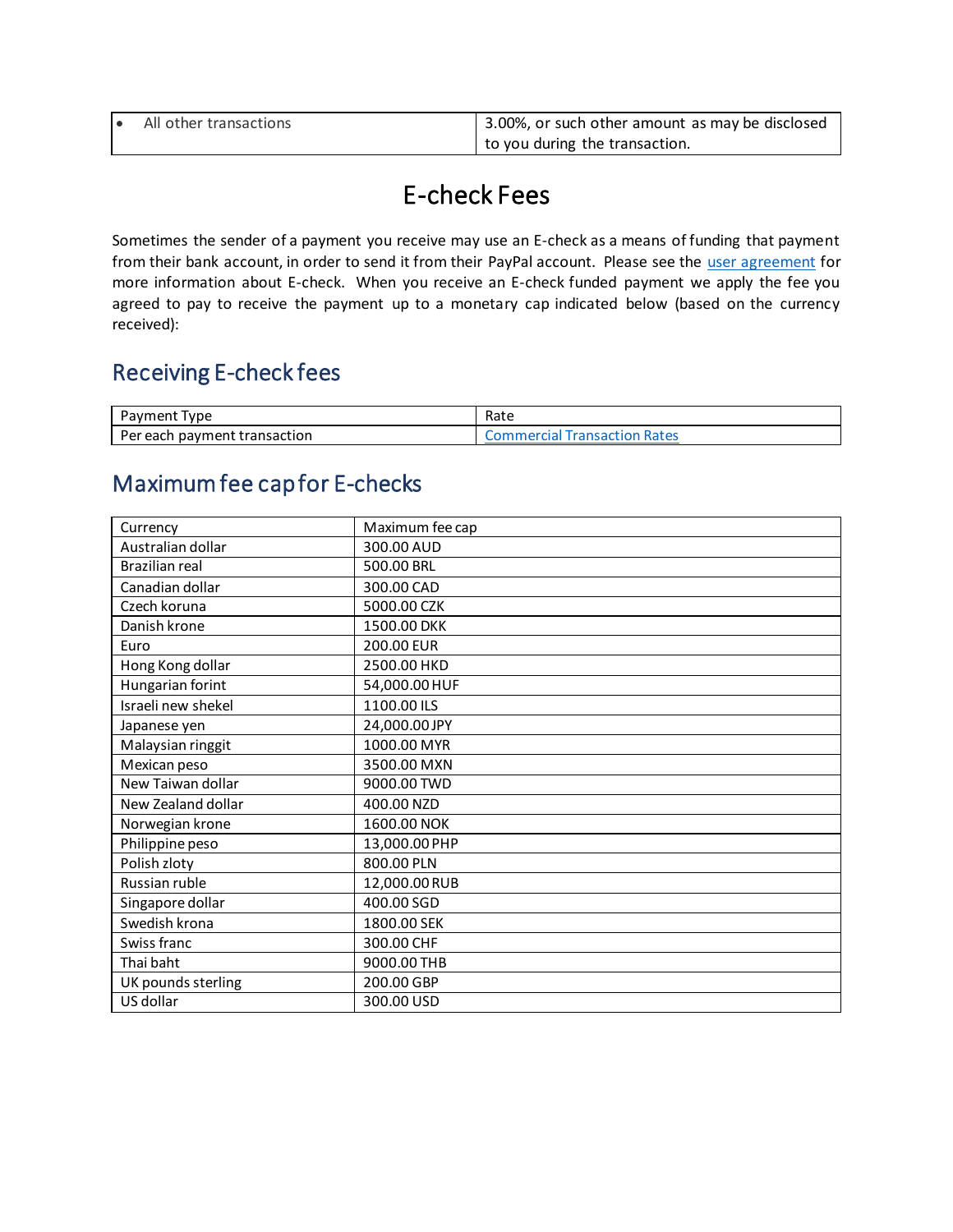| All other transactions | 3.00%, or such other amount as may be disclosed to you during the transaction. |
|---|---|

# E-check Fees

Sometimes the sender of a payment you receive may use an E-check as a means of funding that payment from their bank account, in order to send it from their PayPal account. Please see the user agreement for more information about E-check. When you receive an E-check funded payment we apply the fee you agreed to pay to receive the payment up to a monetary cap indicated below (based on the currency received):

## Receiving E-check fees

| Payment Type | Rate |
|---|---|
| Per each payment transaction | Commercial Transaction Rates |

## Maximum fee cap for E-checks

| Currency | Maximum fee cap |
|---|---|
| Australian dollar | 300.00 AUD |
| Brazilian real | 500.00 BRL |
| Canadian dollar | 300.00 CAD |
| Czech koruna | 5000.00 CZK |
| Danish krone | 1500.00 DKK |
| Euro | 200.00 EUR |
| Hong Kong dollar | 2500.00 HKD |
| Hungarian forint | 54,000.00 HUF |
| Israeli new shekel | 1100.00 ILS |
| Japanese yen | 24,000.00 JPY |
| Malaysian ringgit | 1000.00 MYR |
| Mexican peso | 3500.00 MXN |
| New Taiwan dollar | 9000.00 TWD |
| New Zealand dollar | 400.00 NZD |
| Norwegian krone | 1600.00 NOK |
| Philippine peso | 13,000.00 PHP |
| Polish zloty | 800.00 PLN |
| Russian ruble | 12,000.00 RUB |
| Singapore dollar | 400.00 SGD |
| Swedish krona | 1800.00 SEK |
| Swiss franc | 300.00 CHF |
| Thai baht | 9000.00 THB |
| UK pounds sterling | 200.00 GBP |
| US dollar | 300.00 USD |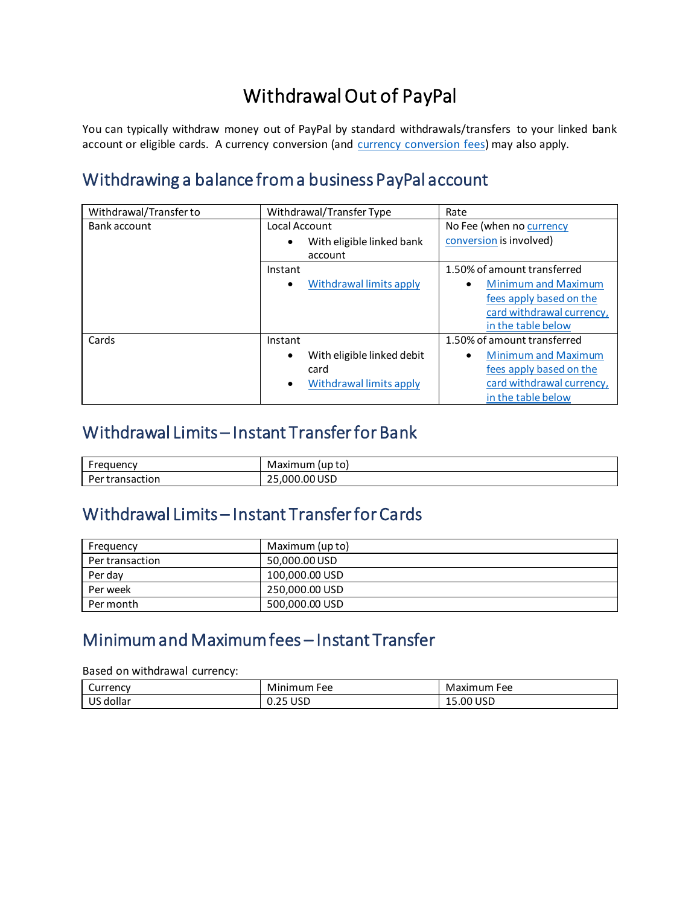# Withdrawal Out of PayPal

You can typically withdraw money out of PayPal by standard withdrawals/transfers to your linked bank account or eligible cards. A currency conversion (and currency conversion fees) may also apply.

## Withdrawing a balance from a business PayPal account

| Withdrawal/Transfer to | Withdrawal/Transfer Type | Rate |
|---|---|---|
| Bank account | Local Account<br>• With eligible linked bank account | No Fee (when no currency conversion is involved) |
| | Instant<br>• Withdrawal limits apply | 1.50% of amount transferred<br>• Minimum and Maximum fees apply based on the card withdrawal currency, in the table below |
| Cards | Instant<br>• With eligible linked debit card<br>• Withdrawal limits apply | 1.50% of amount transferred<br>• Minimum and Maximum fees apply based on the card withdrawal currency, in the table below |

## Withdrawal Limits – Instant Transfer for Bank

| Frequency | Maximum (up to) |
|---|---|
| Per transaction | 25,000.00 USD |

## Withdrawal Limits – Instant Transfer for Cards

| Frequency | Maximum (up to) |
|---|---|
| Per transaction | 50,000.00 USD |
| Per day | 100,000.00 USD |
| Per week | 250,000.00 USD |
| Per month | 500,000.00 USD |

## Minimum and Maximum fees – Instant Transfer

Based on withdrawal currency:

| Currency | Minimum Fee | Maximum Fee |
|---|---|---|
| US dollar | 0.25 USD | 15.00 USD |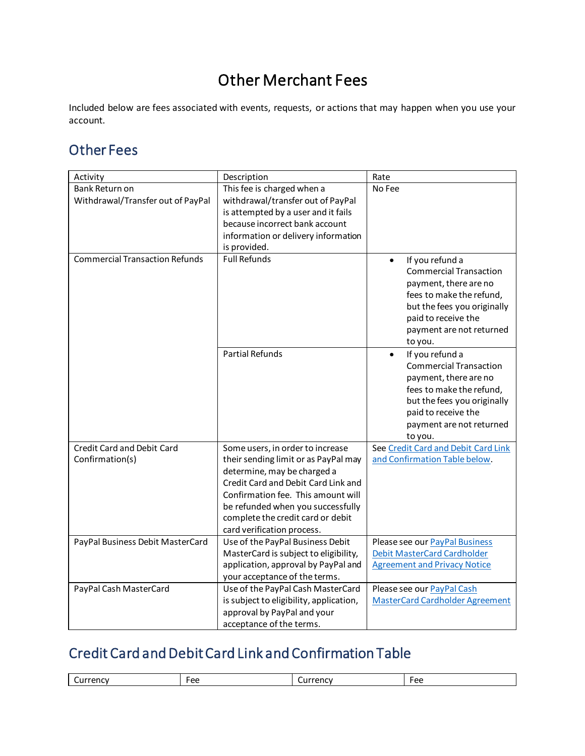# Other Merchant Fees

Included below are fees associated with events, requests, or actions that may happen when you use your account.

## Other Fees

| Activity | Description | Rate |
|---|---|---|
| Bank Return on Withdrawal/Transfer out of PayPal | This fee is charged when a withdrawal/transfer out of PayPal is attempted by a user and it fails because incorrect bank account information or delivery information is provided. | No Fee |
| Commercial Transaction Refunds | Full Refunds | • If you refund a Commercial Transaction payment, there are no fees to make the refund, but the fees you originally paid to receive the payment are not returned to you. |
| | Partial Refunds | • If you refund a Commercial Transaction payment, there are no fees to make the refund, but the fees you originally paid to receive the payment are not returned to you. |
| Credit Card and Debit Card Confirmation(s) | Some users, in order to increase their sending limit or as PayPal may determine, may be charged a Credit Card and Debit Card Link and Confirmation fee. This amount will be refunded when you successfully complete the credit card or debit card verification process. | See Credit Card and Debit Card Link and Confirmation Table below. |
| PayPal Business Debit MasterCard | Use of the PayPal Business Debit MasterCard is subject to eligibility, application, approval by PayPal and your acceptance of the terms. | Please see our PayPal Business Debit MasterCard Cardholder Agreement and Privacy Notice |
| PayPal Cash MasterCard | Use of the PayPal Cash MasterCard is subject to eligibility, application, approval by PayPal and your acceptance of the terms. | Please see our PayPal Cash MasterCard Cardholder Agreement |

## Credit Card and Debit Card Link and Confirmation Table

| Currency | Fee | Currency | Fee |
|---|---|---|---|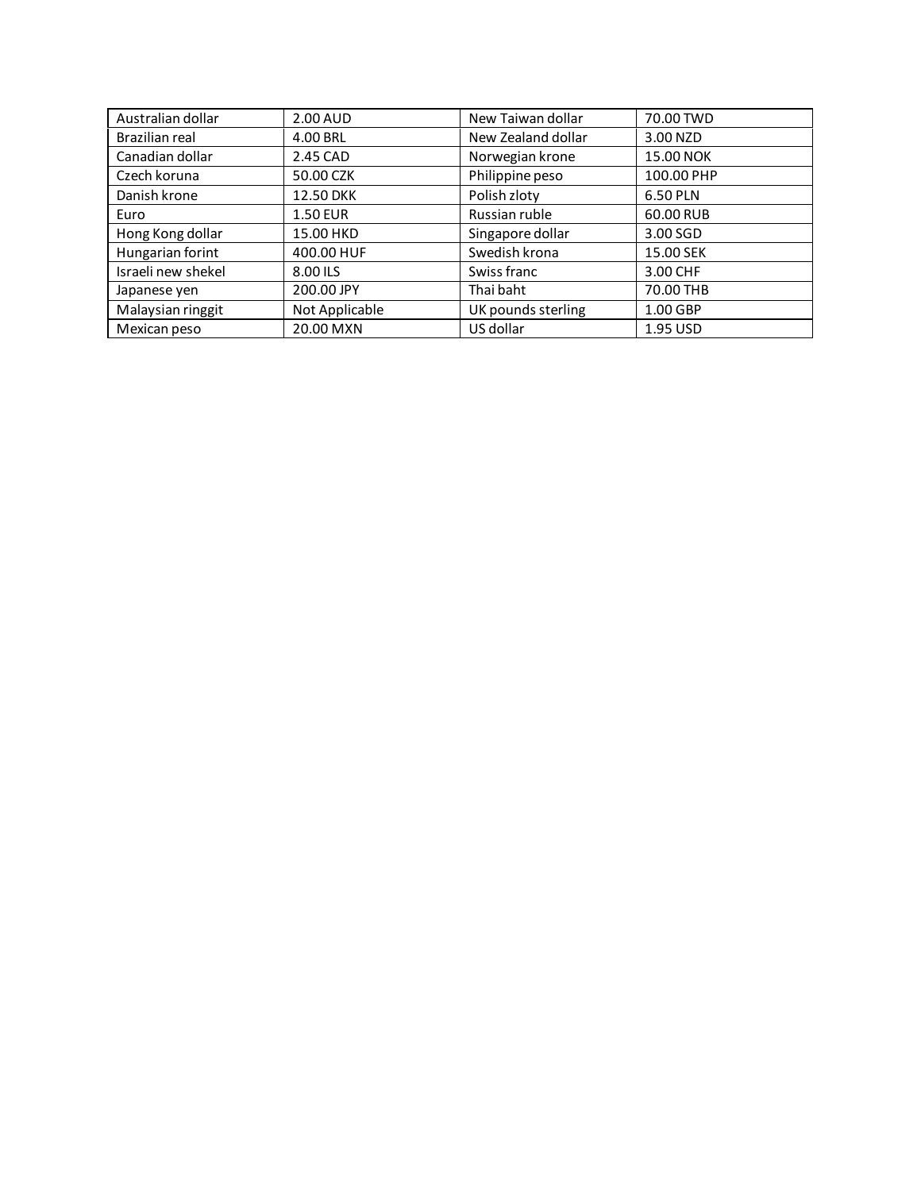| | | | |
|---|---|---|---|
| Australian dollar | 2.00 AUD | New Taiwan dollar | 70.00 TWD |
| Brazilian real | 4.00 BRL | New Zealand dollar | 3.00 NZD |
| Canadian dollar | 2.45 CAD | Norwegian krone | 15.00 NOK |
| Czech koruna | 50.00 CZK | Philippine peso | 100.00 PHP |
| Danish krone | 12.50 DKK | Polish zloty | 6.50 PLN |
| Euro | 1.50 EUR | Russian ruble | 60.00 RUB |
| Hong Kong dollar | 15.00 HKD | Singapore dollar | 3.00 SGD |
| Hungarian forint | 400.00 HUF | Swedish krona | 15.00 SEK |
| Israeli new shekel | 8.00 ILS | Swiss franc | 3.00 CHF |
| Japanese yen | 200.00 JPY | Thai baht | 70.00 THB |
| Malaysian ringgit | Not Applicable | UK pounds sterling | 1.00 GBP |
| Mexican peso | 20.00 MXN | US dollar | 1.95 USD |